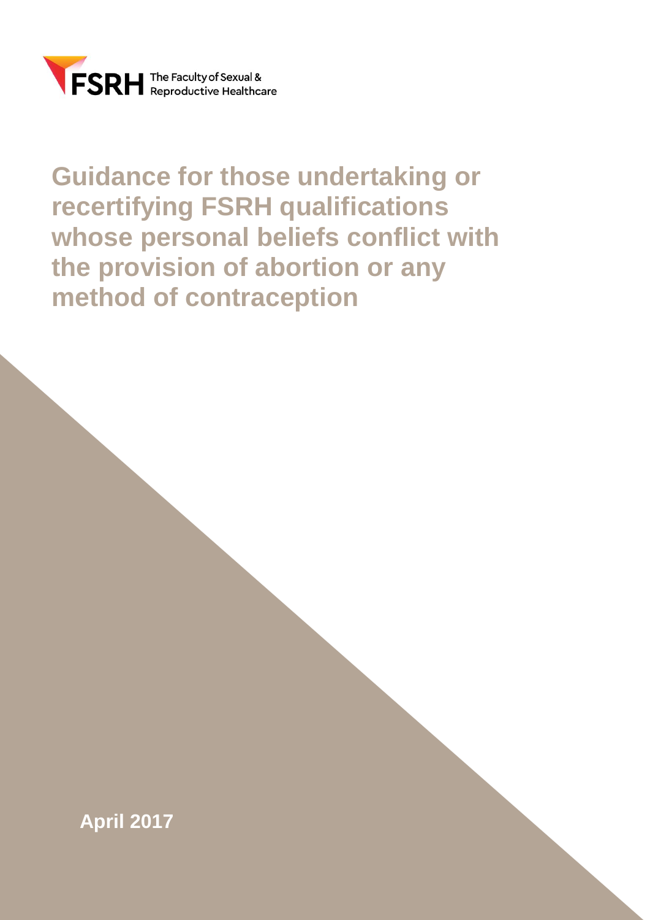FSRH The Faculty of Sexual & Reproductive Healthcare

# Guidance for those undertaking or recertifying FSRH qualifications whose personal beliefs conflict with the provision of abortion or any method of contraception

**April 2017**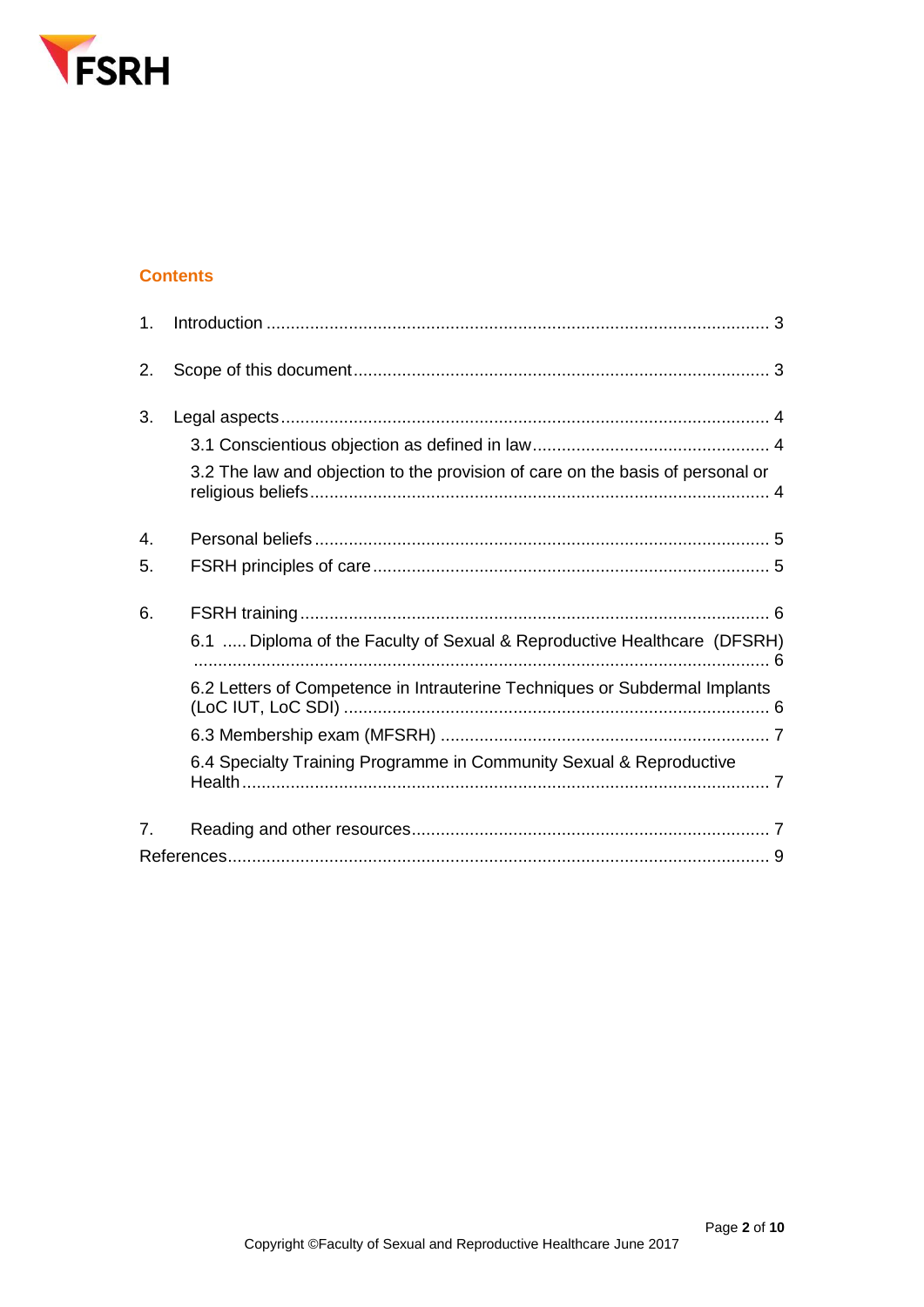## Contents

1. Introduction ........................................................................................................ 3

2. Scope of this document ...................................................................................... 3

3. Legal aspects ...................................................................................................... 4
   - 3.1 Conscientious objection as defined in law ................................................. 4
   - 3.2 The law and objection to the provision of care on the basis of personal or religious beliefs ............................................................................................... 4

4. Personal beliefs .............................................................................................. 5
5. FSRH principles of care .................................................................................. 5

6. FSRH training ................................................................................................. 6
   - 6.1 ..... Diploma of the Faculty of Sexual & Reproductive Healthcare (DFSRH) ....................................................................................................................... 6
   - 6.2 Letters of Competence in Intrauterine Techniques or Subdermal Implants (LoC IUT, LoC SDI) ........................................................................................ 6
   - 6.3 Membership exam (MFSRH) .................................................................... 7
   - 6.4 Specialty Training Programme in Community Sexual & Reproductive Health .............................................................................................................. 7

7. Reading and other resources .......................................................................... 7

References ................................................................................................................ 9

Copyright ©Faculty of Sexual and Reproductive Healthcare June 2017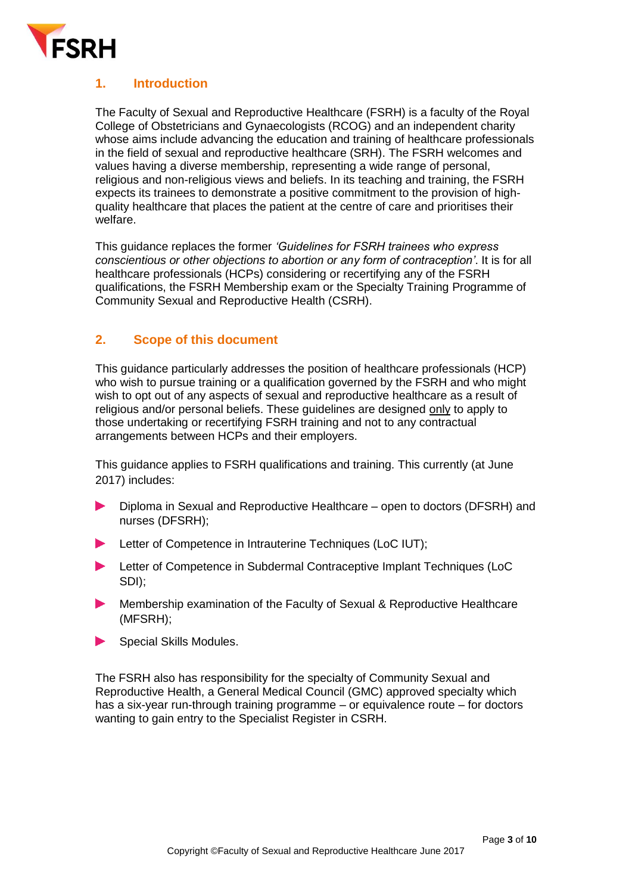## 1. Introduction

The Faculty of Sexual and Reproductive Healthcare (FSRH) is a faculty of the Royal College of Obstetricians and Gynaecologists (RCOG) and an independent charity whose aims include advancing the education and training of healthcare professionals in the field of sexual and reproductive healthcare (SRH). The FSRH welcomes and values having a diverse membership, representing a wide range of personal, religious and non-religious views and beliefs. In its teaching and training, the FSRH expects its trainees to demonstrate a positive commitment to the provision of high-quality healthcare that places the patient at the centre of care and prioritises their welfare.

This guidance replaces the former *'Guidelines for FSRH trainees who express conscientious or other objections to abortion or any form of contraception'*. It is for all healthcare professionals (HCPs) considering or recertifying any of the FSRH qualifications, the FSRH Membership exam or the Specialty Training Programme of Community Sexual and Reproductive Health (CSRH).

## 2. Scope of this document

This guidance particularly addresses the position of healthcare professionals (HCP) who wish to pursue training or a qualification governed by the FSRH and who might wish to opt out of any aspects of sexual and reproductive healthcare as a result of religious and/or personal beliefs. These guidelines are designed <u>only</u> to apply to those undertaking or recertifying FSRH training and not to any contractual arrangements between HCPs and their employers.

This guidance applies to FSRH qualifications and training. This currently (at June 2017) includes:

- Diploma in Sexual and Reproductive Healthcare – open to doctors (DFSRH) and nurses (DFSRH);
- Letter of Competence in Intrauterine Techniques (LoC IUT);
- Letter of Competence in Subdermal Contraceptive Implant Techniques (LoC SDI);
- Membership examination of the Faculty of Sexual & Reproductive Healthcare (MFSRH);
- Special Skills Modules.

The FSRH also has responsibility for the specialty of Community Sexual and Reproductive Health, a General Medical Council (GMC) approved specialty which has a six-year run-through training programme – or equivalence route – for doctors wanting to gain entry to the Specialist Register in CSRH.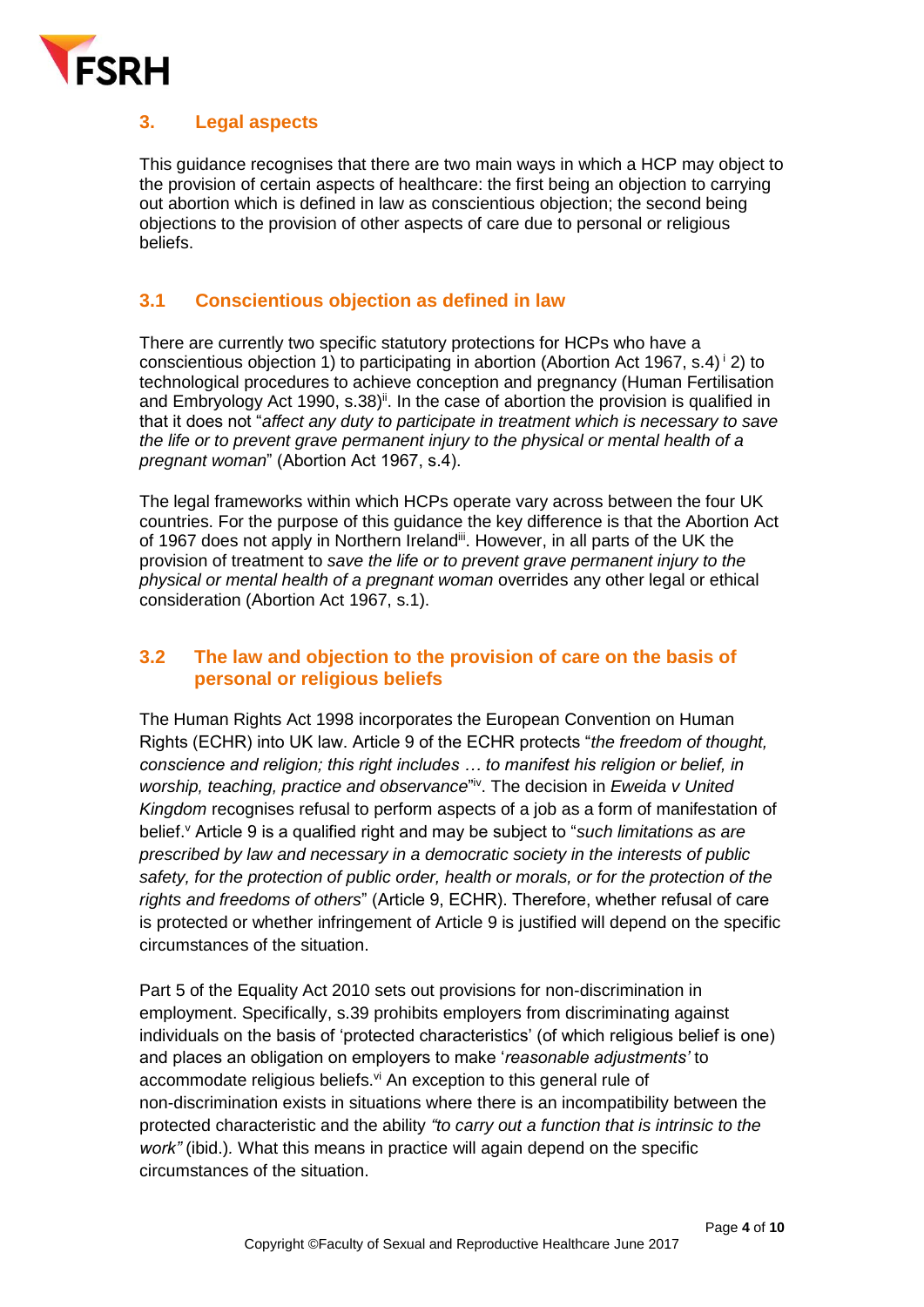## 3. Legal aspects

This guidance recognises that there are two main ways in which a HCP may object to the provision of certain aspects of healthcare: the first being an objection to carrying out abortion which is defined in law as conscientious objection; the second being objections to the provision of other aspects of care due to personal or religious beliefs.

### 3.1 Conscientious objection as defined in law

There are currently two specific statutory protections for HCPs who have a conscientious objection 1) to participating in abortion (Abortion Act 1967, s.4)[i] 2) to technological procedures to achieve conception and pregnancy (Human Fertilisation and Embryology Act 1990, s.38)[ii]. In the case of abortion the provision is qualified in that it does not "*affect any duty to participate in treatment which is necessary to save the life or to prevent grave permanent injury to the physical or mental health of a pregnant woman*" (Abortion Act 1967, s.4).

The legal frameworks within which HCPs operate vary across between the four UK countries. For the purpose of this guidance the key difference is that the Abortion Act of 1967 does not apply in Northern Ireland[iii]. However, in all parts of the UK the provision of treatment to *save the life or to prevent grave permanent injury to the physical or mental health of a pregnant woman* overrides any other legal or ethical consideration (Abortion Act 1967, s.1).

### 3.2 The law and objection to the provision of care on the basis of personal or religious beliefs

The Human Rights Act 1998 incorporates the European Convention on Human Rights (ECHR) into UK law. Article 9 of the ECHR protects "*the freedom of thought, conscience and religion; this right includes … to manifest his religion or belief, in worship, teaching, practice and observance*"[iv]. The decision in *Eweida v United Kingdom* recognises refusal to perform aspects of a job as a form of manifestation of belief.[v] Article 9 is a qualified right and may be subject to "*such limitations as are prescribed by law and necessary in a democratic society in the interests of public safety, for the protection of public order, health or morals, or for the protection of the rights and freedoms of others*" (Article 9, ECHR). Therefore, whether refusal of care is protected or whether infringement of Article 9 is justified will depend on the specific circumstances of the situation.

Part 5 of the Equality Act 2010 sets out provisions for non-discrimination in employment. Specifically, s.39 prohibits employers from discriminating against individuals on the basis of 'protected characteristics' (of which religious belief is one) and places an obligation on employers to make '*reasonable adjustments'* to accommodate religious beliefs.[vi] An exception to this general rule of non-discrimination exists in situations where there is an incompatibility between the protected characteristic and the ability *"to carry out a function that is intrinsic to the work"* (ibid.). What this means in practice will again depend on the specific circumstances of the situation.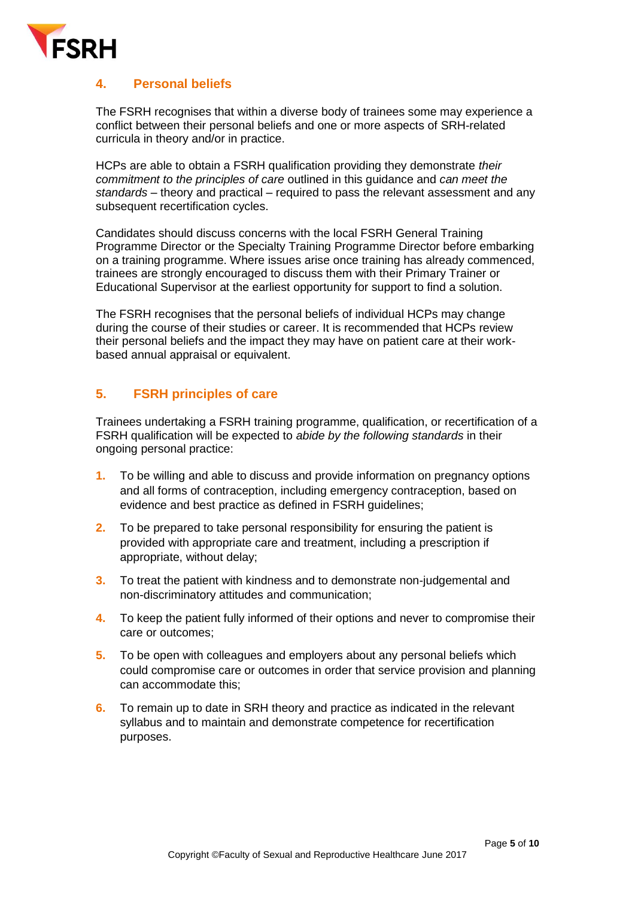## 4. Personal beliefs

The FSRH recognises that within a diverse body of trainees some may experience a conflict between their personal beliefs and one or more aspects of SRH-related curricula in theory and/or in practice.

HCPs are able to obtain a FSRH qualification providing they demonstrate *their commitment to the principles of care* outlined in this guidance and *can meet the standards* – theory and practical – required to pass the relevant assessment and any subsequent recertification cycles.

Candidates should discuss concerns with the local FSRH General Training Programme Director or the Specialty Training Programme Director before embarking on a training programme. Where issues arise once training has already commenced, trainees are strongly encouraged to discuss them with their Primary Trainer or Educational Supervisor at the earliest opportunity for support to find a solution.

The FSRH recognises that the personal beliefs of individual HCPs may change during the course of their studies or career. It is recommended that HCPs review their personal beliefs and the impact they may have on patient care at their work-based annual appraisal or equivalent.

## 5. FSRH principles of care

Trainees undertaking a FSRH training programme, qualification, or recertification of a FSRH qualification will be expected to *abide by the following standards* in their ongoing personal practice:

1. To be willing and able to discuss and provide information on pregnancy options and all forms of contraception, including emergency contraception, based on evidence and best practice as defined in FSRH guidelines;
2. To be prepared to take personal responsibility for ensuring the patient is provided with appropriate care and treatment, including a prescription if appropriate, without delay;
3. To treat the patient with kindness and to demonstrate non-judgemental and non-discriminatory attitudes and communication;
4. To keep the patient fully informed of their options and never to compromise their care or outcomes;
5. To be open with colleagues and employers about any personal beliefs which could compromise care or outcomes in order that service provision and planning can accommodate this;
6. To remain up to date in SRH theory and practice as indicated in the relevant syllabus and to maintain and demonstrate competence for recertification purposes.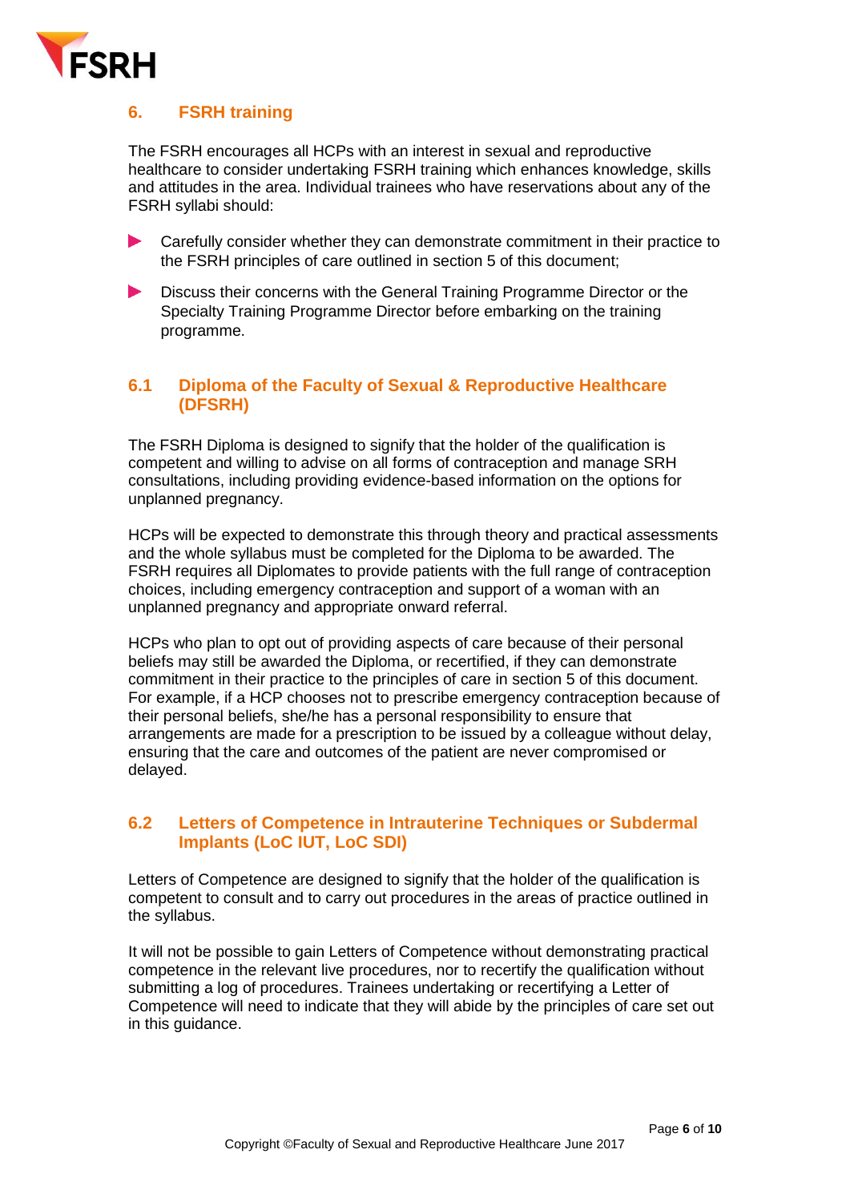## 6. FSRH training

The FSRH encourages all HCPs with an interest in sexual and reproductive healthcare to consider undertaking FSRH training which enhances knowledge, skills and attitudes in the area. Individual trainees who have reservations about any of the FSRH syllabi should:

- Carefully consider whether they can demonstrate commitment in their practice to the FSRH principles of care outlined in section 5 of this document;
- Discuss their concerns with the General Training Programme Director or the Specialty Training Programme Director before embarking on the training programme.

### 6.1 Diploma of the Faculty of Sexual & Reproductive Healthcare (DFSRH)

The FSRH Diploma is designed to signify that the holder of the qualification is competent and willing to advise on all forms of contraception and manage SRH consultations, including providing evidence-based information on the options for unplanned pregnancy.

HCPs will be expected to demonstrate this through theory and practical assessments and the whole syllabus must be completed for the Diploma to be awarded. The FSRH requires all Diplomates to provide patients with the full range of contraception choices, including emergency contraception and support of a woman with an unplanned pregnancy and appropriate onward referral.

HCPs who plan to opt out of providing aspects of care because of their personal beliefs may still be awarded the Diploma, or recertified, if they can demonstrate commitment in their practice to the principles of care in section 5 of this document. For example, if a HCP chooses not to prescribe emergency contraception because of their personal beliefs, she/he has a personal responsibility to ensure that arrangements are made for a prescription to be issued by a colleague without delay, ensuring that the care and outcomes of the patient are never compromised or delayed.

### 6.2 Letters of Competence in Intrauterine Techniques or Subdermal Implants (LoC IUT, LoC SDI)

Letters of Competence are designed to signify that the holder of the qualification is competent to consult and to carry out procedures in the areas of practice outlined in the syllabus.

It will not be possible to gain Letters of Competence without demonstrating practical competence in the relevant live procedures, nor to recertify the qualification without submitting a log of procedures. Trainees undertaking or recertifying a Letter of Competence will need to indicate that they will abide by the principles of care set out in this guidance.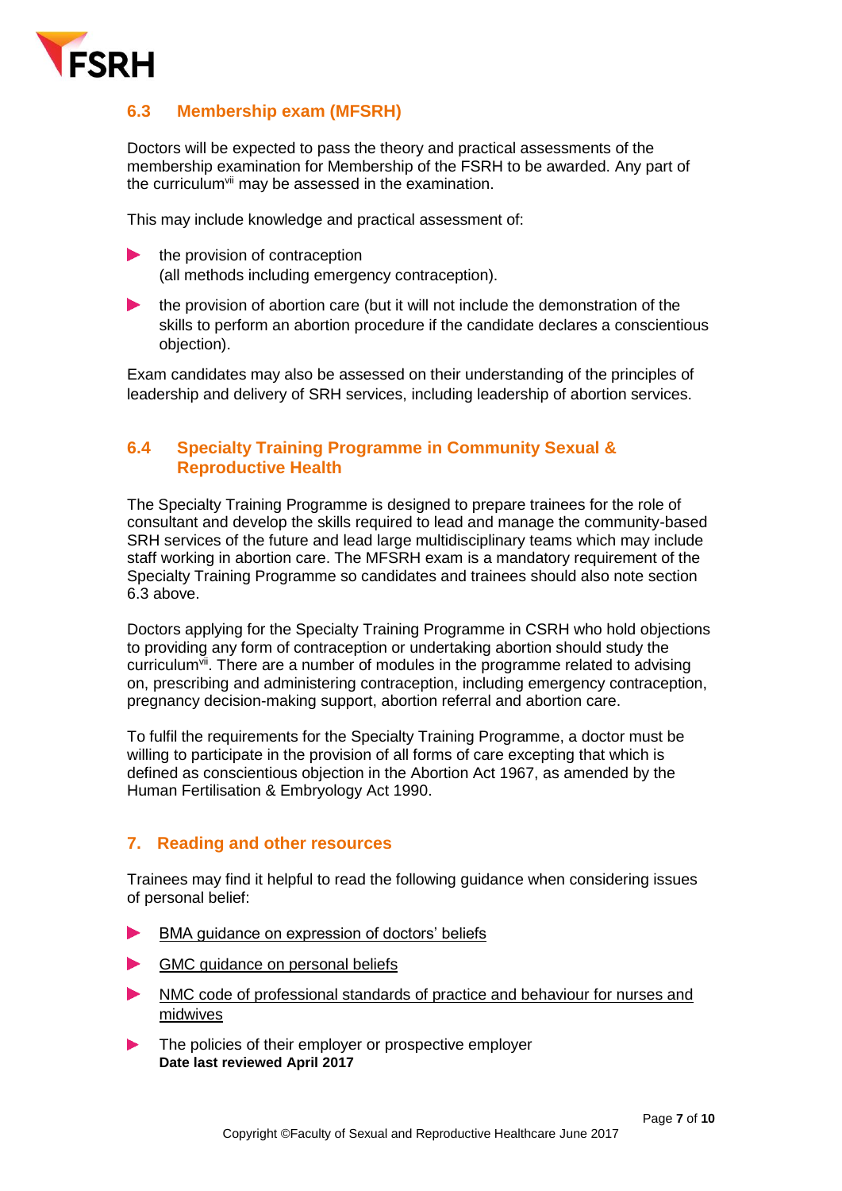## 6.3 Membership exam (MFSRH)

Doctors will be expected to pass the theory and practical assessments of the membership examination for Membership of the FSRH to be awarded. Any part of the curriculum[vii] may be assessed in the examination.

This may include knowledge and practical assessment of:

- the provision of contraception
  (all methods including emergency contraception).
- the provision of abortion care (but it will not include the demonstration of the skills to perform an abortion procedure if the candidate declares a conscientious objection).

Exam candidates may also be assessed on their understanding of the principles of leadership and delivery of SRH services, including leadership of abortion services.

## 6.4 Specialty Training Programme in Community Sexual & Reproductive Health

The Specialty Training Programme is designed to prepare trainees for the role of consultant and develop the skills required to lead and manage the community-based SRH services of the future and lead large multidisciplinary teams which may include staff working in abortion care. The MFSRH exam is a mandatory requirement of the Specialty Training Programme so candidates and trainees should also note section 6.3 above.

Doctors applying for the Specialty Training Programme in CSRH who hold objections to providing any form of contraception or undertaking abortion should study the curriculum[vii]. There are a number of modules in the programme related to advising on, prescribing and administering contraception, including emergency contraception, pregnancy decision-making support, abortion referral and abortion care.

To fulfil the requirements for the Specialty Training Programme, a doctor must be willing to participate in the provision of all forms of care excepting that which is defined as conscientious objection in the Abortion Act 1967, as amended by the Human Fertilisation & Embryology Act 1990.

## 7. Reading and other resources

Trainees may find it helpful to read the following guidance when considering issues of personal belief:

- BMA guidance on expression of doctors' beliefs
- GMC guidance on personal beliefs
- NMC code of professional standards of practice and behaviour for nurses and midwives
- The policies of their employer or prospective employer

**Date last reviewed April 2017**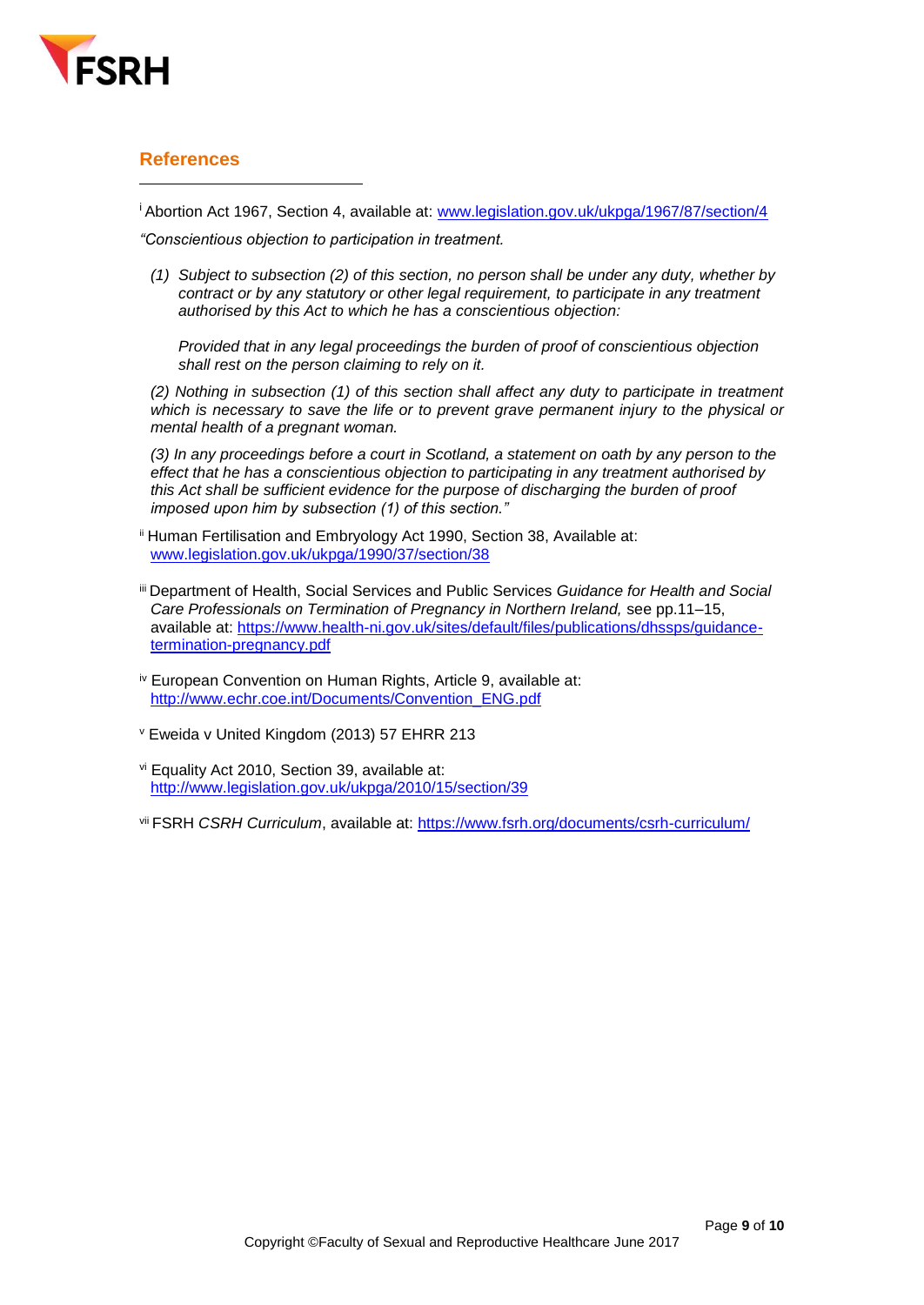## References

[i] Abortion Act 1967, Section 4, available at: www.legislation.gov.uk/ukpga/1967/87/section/4

*"Conscientious objection to participation in treatment.*

> *(1) Subject to subsection (2) of this section, no person shall be under any duty, whether by contract or by any statutory or other legal requirement, to participate in any treatment authorised by this Act to which he has a conscientious objection:*
>
> *Provided that in any legal proceedings the burden of proof of conscientious objection shall rest on the person claiming to rely on it.*
>
> *(2) Nothing in subsection (1) of this section shall affect any duty to participate in treatment which is necessary to save the life or to prevent grave permanent injury to the physical or mental health of a pregnant woman.*
>
> *(3) In any proceedings before a court in Scotland, a statement on oath by any person to the effect that he has a conscientious objection to participating in any treatment authorised by this Act shall be sufficient evidence for the purpose of discharging the burden of proof imposed upon him by subsection (1) of this section."*

[ii] Human Fertilisation and Embryology Act 1990, Section 38, Available at: www.legislation.gov.uk/ukpga/1990/37/section/38

[iii] Department of Health, Social Services and Public Services *Guidance for Health and Social Care Professionals on Termination of Pregnancy in Northern Ireland,* see pp.11–15, available at: https://www.health-ni.gov.uk/sites/default/files/publications/dhssps/guidance-termination-pregnancy.pdf

[iv] European Convention on Human Rights, Article 9, available at: http://www.echr.coe.int/Documents/Convention_ENG.pdf

[v] Eweida v United Kingdom (2013) 57 EHRR 213

[vi] Equality Act 2010, Section 39, available at: http://www.legislation.gov.uk/ukpga/2010/15/section/39

[vii] FSRH *CSRH Curriculum*, available at: https://www.fsrh.org/documents/csrh-curriculum/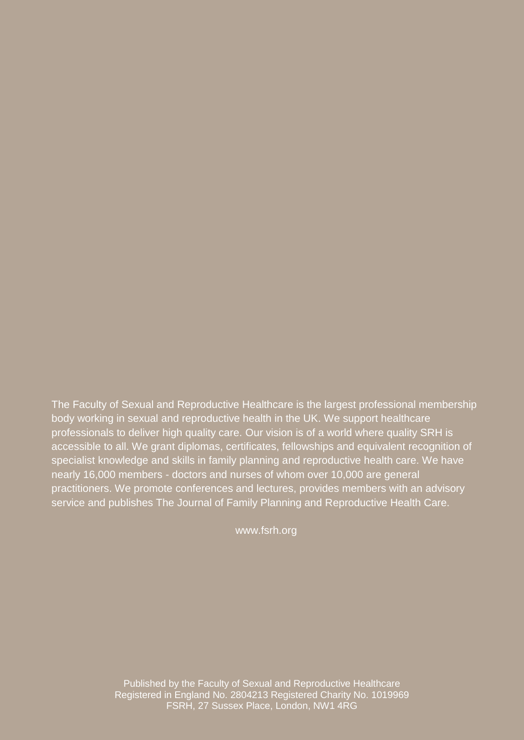The Faculty of Sexual and Reproductive Healthcare is the largest professional membership body working in sexual and reproductive health in the UK. We support healthcare professionals to deliver high quality care. Our vision is of a world where quality SRH is accessible to all. We grant diplomas, certificates, fellowships and equivalent recognition of specialist knowledge and skills in family planning and reproductive health care. We have nearly 16,000 members - doctors and nurses of whom over 10,000 are general practitioners. We promote conferences and lectures, provides members with an advisory service and publishes The Journal of Family Planning and Reproductive Health Care.

www.fsrh.org

Published by the Faculty of Sexual and Reproductive Healthcare
Registered in England No. 2804213 Registered Charity No. 1019969
FSRH, 27 Sussex Place, London, NW1 4RG